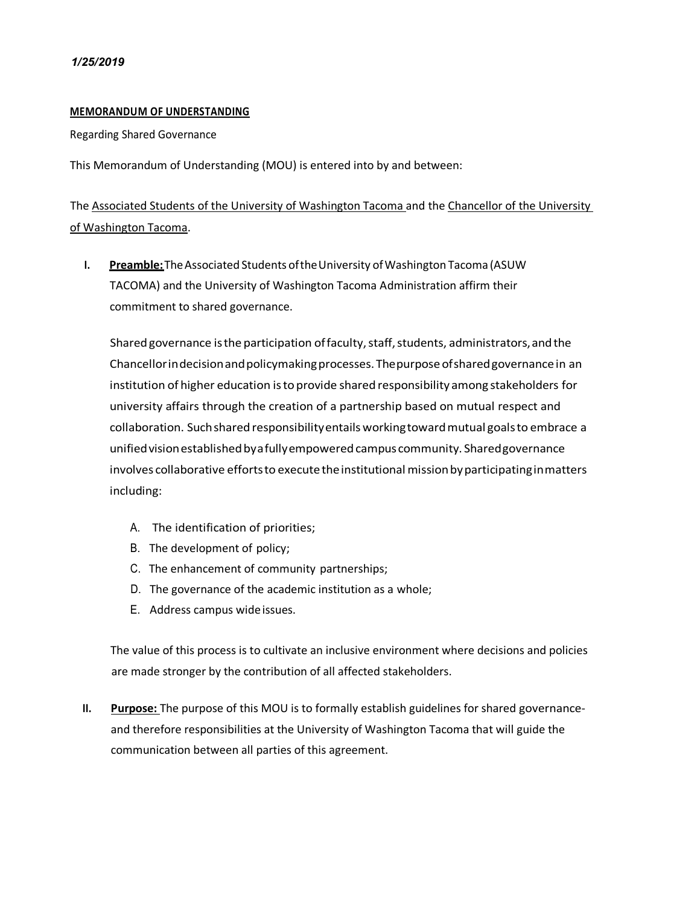*1/25/2019*

**MEMORANDUM OF UNDERSTANDING**

Regarding Shared Governance

This Memorandum of Understanding (MOU) is entered into by and between:

The Associated Students of the University of Washington Tacoma and the Chancellor of the University of Washington Tacoma.

I. **Preamble:** The Associated Students of the University of Washington Tacoma (ASUW TACOMA) and the University of Washington Tacoma Administration affirm their commitment to shared governance.

   Shared governance is the participation of faculty, staff, students, administrators, and the Chancellor in decision and policymaking processes. The purpose of shared governance in an institution of higher education is to provide shared responsibility among stakeholders for university affairs through the creation of a partnership based on mutual respect and collaboration. Such shared responsibility entails working toward mutual goals to embrace a unified vision established by a fully empowered campus community. Shared governance involves collaborative efforts to execute the institutional mission by participating in matters including:

   A. The identification of priorities;
   B. The development of policy;
   C. The enhancement of community partnerships;
   D. The governance of the academic institution as a whole;
   E. Address campus wide issues.

   The value of this process is to cultivate an inclusive environment where decisions and policies are made stronger by the contribution of all affected stakeholders.

II. **Purpose:** The purpose of this MOU is to formally establish guidelines for shared governance- and therefore responsibilities at the University of Washington Tacoma that will guide the communication between all parties of this agreement.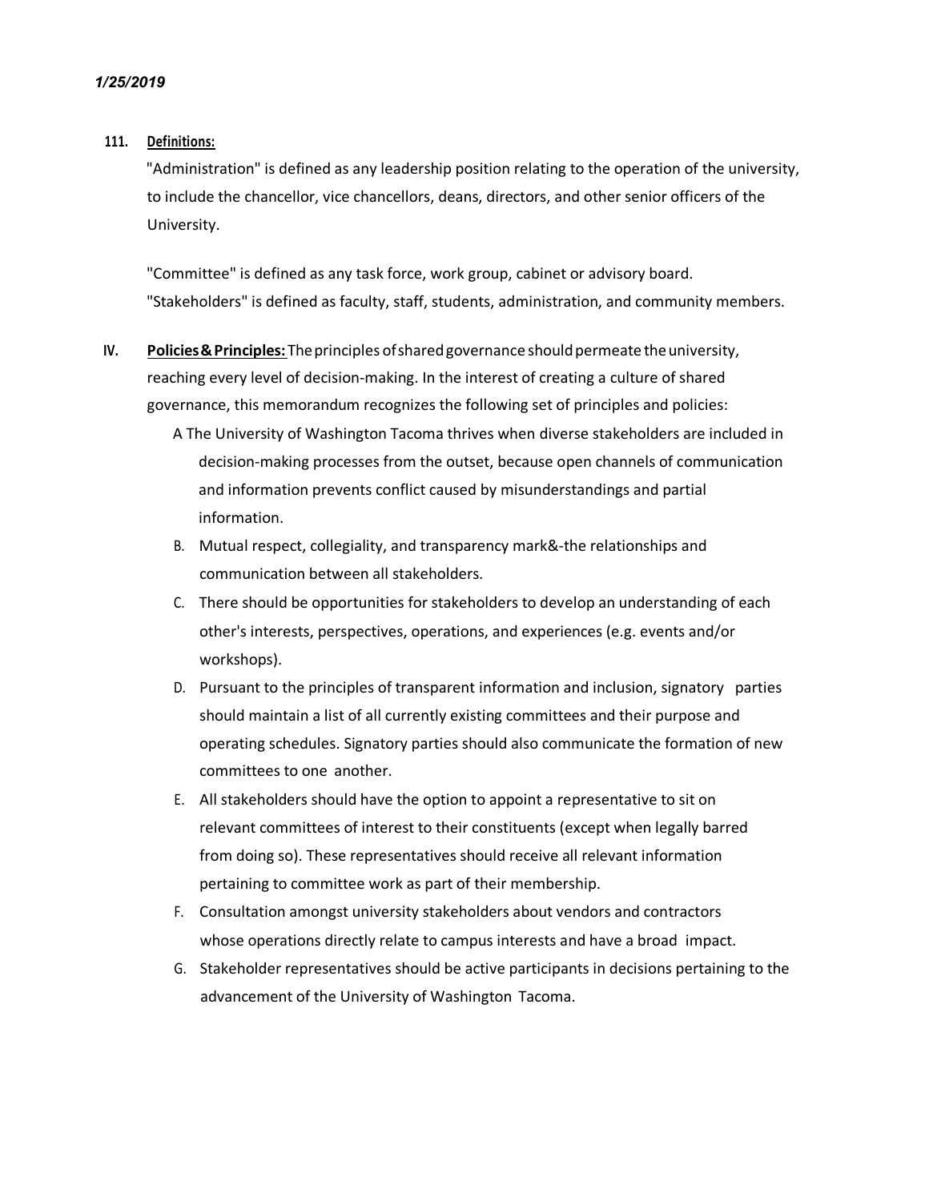*1/25/2019*

**111. Definitions:**

"Administration" is defined as any leadership position relating to the operation of the university, to include the chancellor, vice chancellors, deans, directors, and other senior officers of the University.

"Committee" is defined as any task force, work group, cabinet or advisory board.
"Stakeholders" is defined as faculty, staff, students, administration, and community members.

**IV. Policies & Principles:** The principles of shared governance should permeate the university, reaching every level of decision-making. In the interest of creating a culture of shared governance, this memorandum recognizes the following set of principles and policies:

A The University of Washington Tacoma thrives when diverse stakeholders are included in decision-making processes from the outset, because open channels of communication and information prevents conflict caused by misunderstandings and partial information.

B. Mutual respect, collegiality, and transparency mark&-the relationships and communication between all stakeholders.

C. There should be opportunities for stakeholders to develop an understanding of each other's interests, perspectives, operations, and experiences (e.g. events and/or workshops).

D. Pursuant to the principles of transparent information and inclusion, signatory parties should maintain a list of all currently existing committees and their purpose and operating schedules. Signatory parties should also communicate the formation of new committees to one another.

E. All stakeholders should have the option to appoint a representative to sit on relevant committees of interest to their constituents (except when legally barred from doing so). These representatives should receive all relevant information pertaining to committee work as part of their membership.

F. Consultation amongst university stakeholders about vendors and contractors whose operations directly relate to campus interests and have a broad impact.

G. Stakeholder representatives should be active participants in decisions pertaining to the advancement of the University of Washington Tacoma.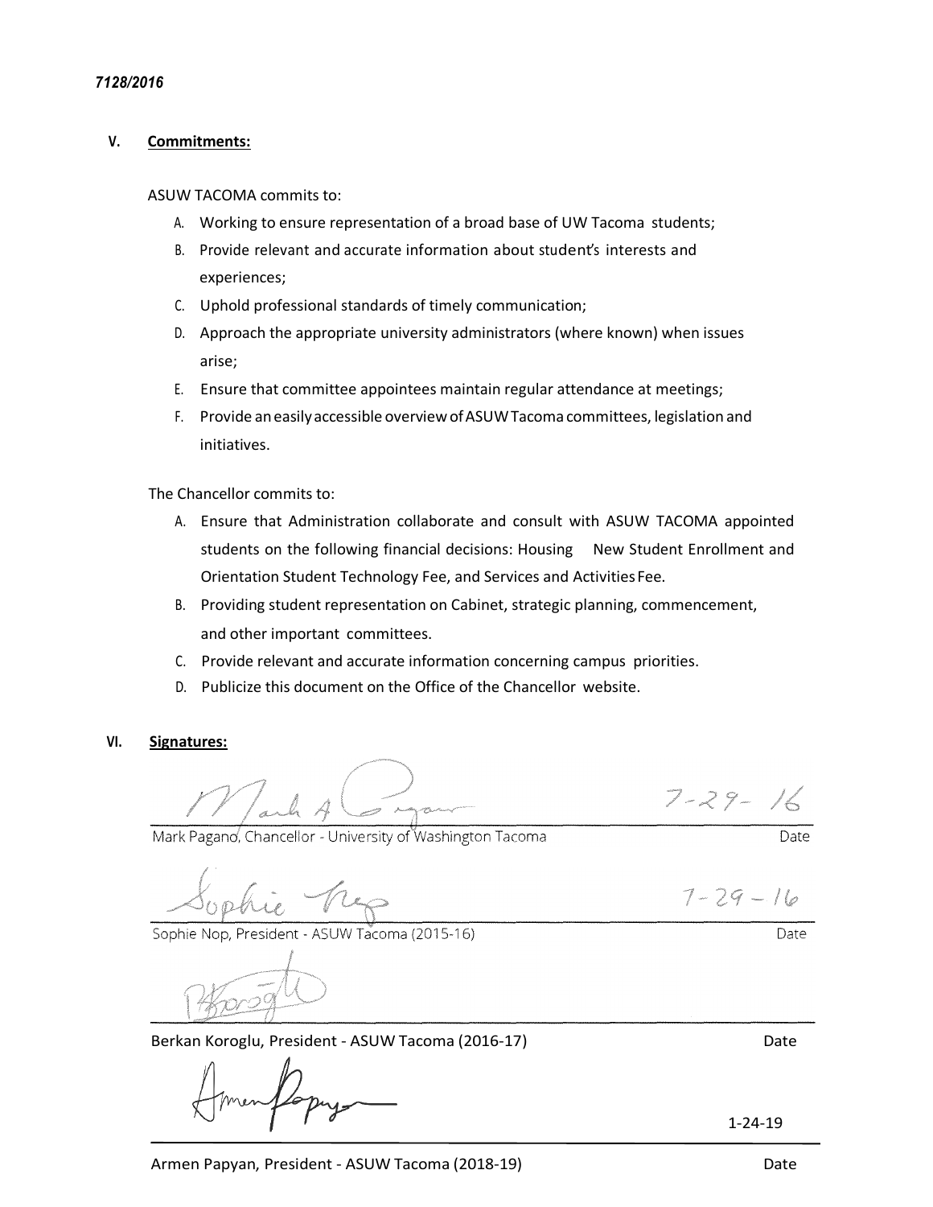*7128/2016*

## V. Commitments:

ASUW TACOMA commits to:

A. Working to ensure representation of a broad base of UW Tacoma students;
B. Provide relevant and accurate information about student's interests and experiences;
C. Uphold professional standards of timely communication;
D. Approach the appropriate university administrators (where known) when issues arise;
E. Ensure that committee appointees maintain regular attendance at meetings;
F. Provide an easily accessible overview of ASUW Tacoma committees, legislation and initiatives.

The Chancellor commits to:

A. Ensure that Administration collaborate and consult with ASUW TACOMA appointed students on the following financial decisions: Housing New Student Enrollment and Orientation Student Technology Fee, and Services and Activities Fee.
B. Providing student representation on Cabinet, strategic planning, commencement, and other important committees.
C. Provide relevant and accurate information concerning campus priorities.
D. Publicize this document on the Office of the Chancellor website.

## VI. Signatures:

Mark A Pagano — 7-29-16

Mark Pagano, Chancellor - University of Washington Tacoma — Date

Sophie Nop — 7-29-16

Sophie Nop, President - ASUW Tacoma (2015-16) — Date

B Koroglu

Berkan Koroglu, President - ASUW Tacoma (2016-17) — Date

Armen Papyan — 1-24-19

Armen Papyan, President - ASUW Tacoma (2018-19) — Date